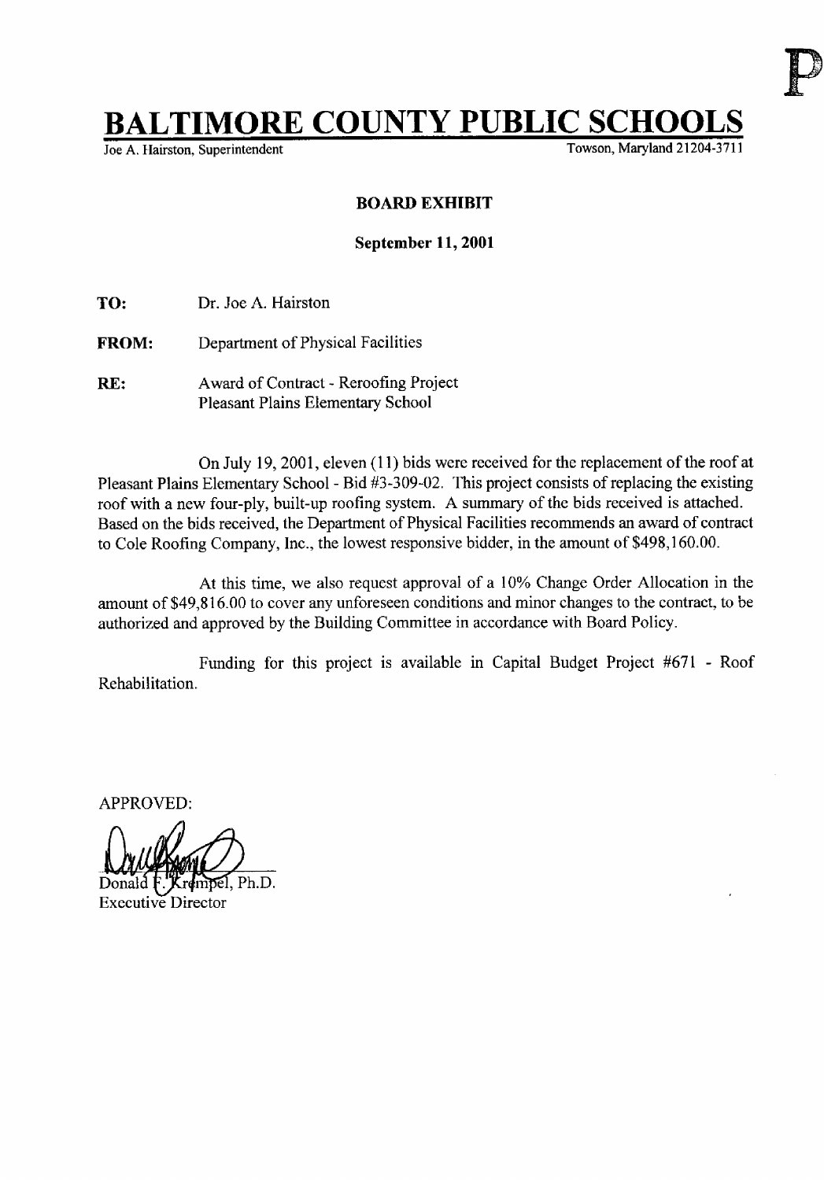P

# BALTIMORE COUNTY PUBLIC SCHOOLS

Joe A. Hairston, Superintendent Towson, Maryland 21204-3711

**BOARD EXHIBIT**

**September 11, 2001**

**TO:** Dr. Joe A. Hairston

**FROM:** Department of Physical Facilities

**RE:** Award of Contract - Reroofing Project
Pleasant Plains Elementary School

On July 19, 2001, eleven (11) bids were received for the replacement of the roof at Pleasant Plains Elementary School - Bid #3-309-02. This project consists of replacing the existing roof with a new four-ply, built-up roofing system. A summary of the bids received is attached. Based on the bids received, the Department of Physical Facilities recommends an award of contract to Cole Roofing Company, Inc., the lowest responsive bidder, in the amount of $498,160.00.

At this time, we also request approval of a 10% Change Order Allocation in the amount of $49,816.00 to cover any unforeseen conditions and minor changes to the contract, to be authorized and approved by the Building Committee in accordance with Board Policy.

Funding for this project is available in Capital Budget Project #671 - Roof Rehabilitation.

APPROVED:

Donald F. Krempel, Ph.D.
Executive Director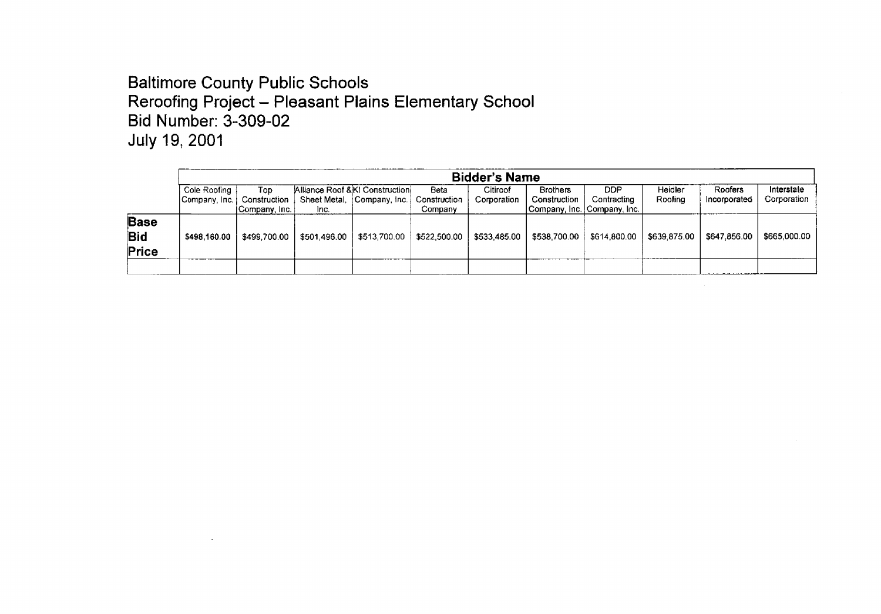# Baltimore County Public Schools
## Reroofing Project – Pleasant Plains Elementary School
## Bid Number: 3-309-02
## July 19, 2001

| | Bidder's Name | | | | | | | | | | |
|---|---|---|---|---|---|---|---|---|---|---|---|
| | Cole Roofing Company, Inc. | Top Construction Company, Inc. | Alliance Roof & Sheet Metal, Inc. | KI Construction Company, Inc. | Beta Construction Company | Citiroof Corporation | Brothers Construction Company, Inc. | DDP Contracting Company, Inc. | Heidler Roofing | Roofers Incorporated | Interstate Corporation |
| **Base Bid Price** | $498,160.00 | $499,700.00 | $501,496.00 | $513,700.00 | $522,500.00 | $533,485.00 | $538,700.00 | $614,800.00 | $639,875.00 | $647,856.00 | $665,000.00 |
| | | | | | | | | | | | |